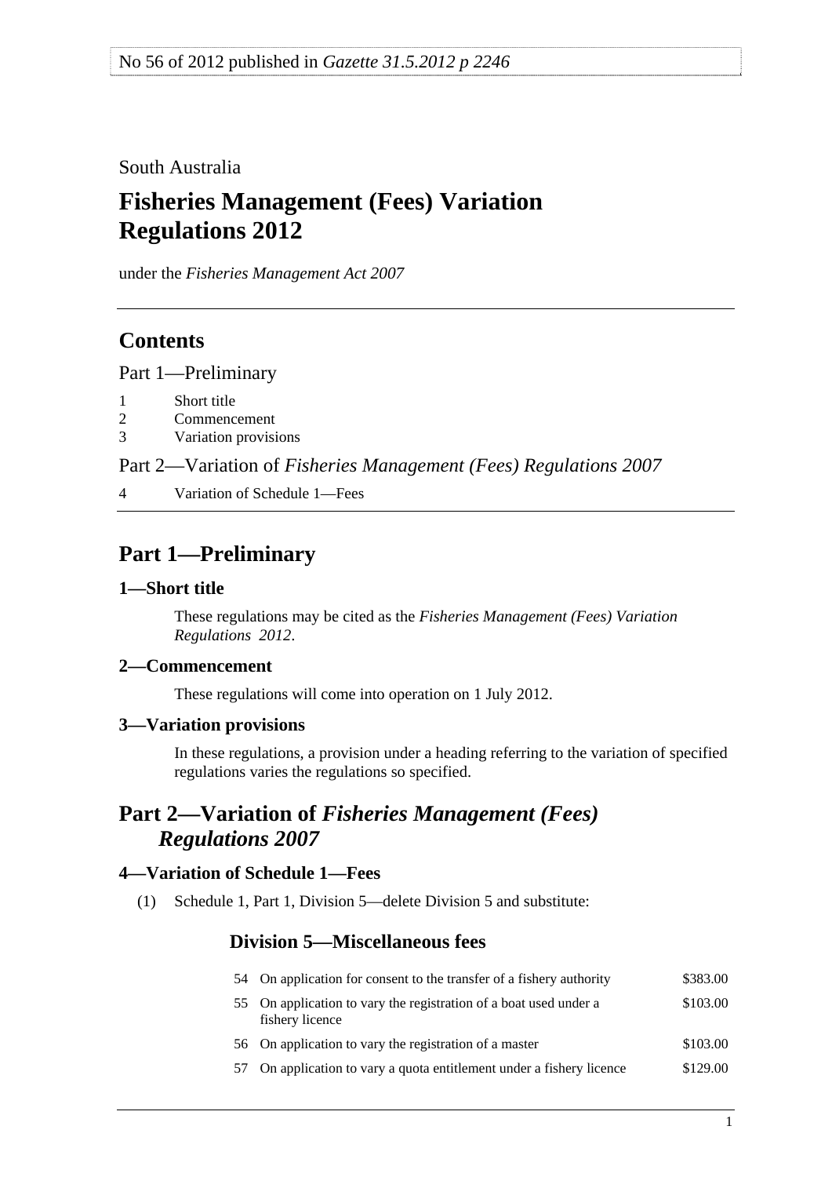No 56 of 2012 published in *Gazette 31.5.2012 p 2246*

South Australia

# Fisheries Management (Fees) Variation Regulations 2012

under the *Fisheries Management Act 2007*

## Contents

Part 1—Preliminary

1 Short title
2 Commencement
3 Variation provisions

Part 2—Variation of *Fisheries Management (Fees) Regulations 2007*

4 Variation of Schedule 1—Fees

## Part 1—Preliminary

### 1—Short title

These regulations may be cited as the *Fisheries Management (Fees) Variation Regulations 2012*.

### 2—Commencement

These regulations will come into operation on 1 July 2012.

### 3—Variation provisions

In these regulations, a provision under a heading referring to the variation of specified regulations varies the regulations so specified.

## Part 2—Variation of *Fisheries Management (Fees) Regulations 2007*

### 4—Variation of Schedule 1—Fees

(1) Schedule 1, Part 1, Division 5—delete Division 5 and substitute:

### Division 5—Miscellaneous fees

| | | |
|---|---|---|
| 54 | On application for consent to the transfer of a fishery authority | \$383.00 |
| 55 | On application to vary the registration of a boat used under a fishery licence | \$103.00 |
| 56 | On application to vary the registration of a master | \$103.00 |
| 57 | On application to vary a quota entitlement under a fishery licence | \$129.00 |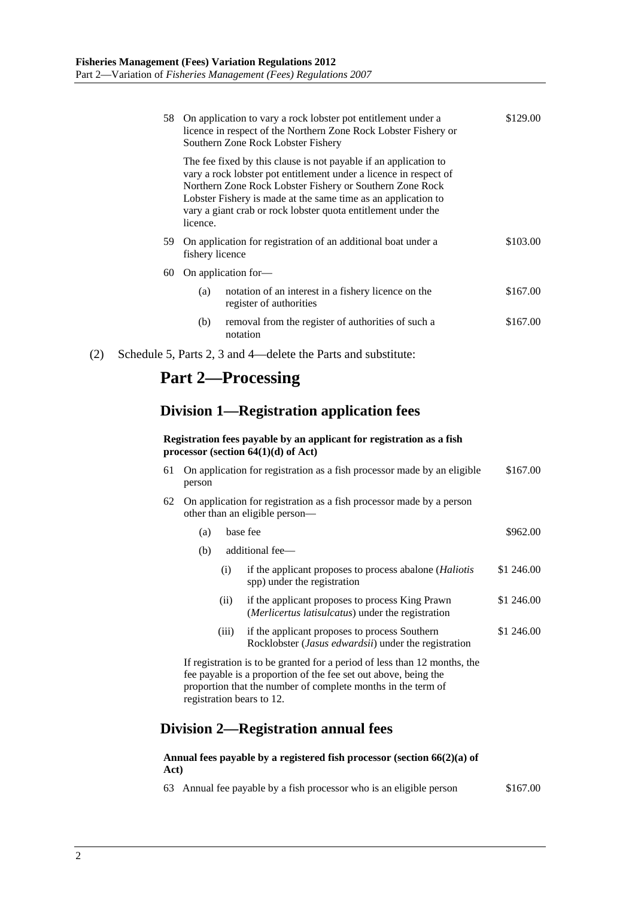58 On application to vary a rock lobster pot entitlement under a licence in respect of the Northern Zone Rock Lobster Fishery or Southern Zone Rock Lobster Fishery — $129.00

The fee fixed by this clause is not payable if an application to vary a rock lobster pot entitlement under a licence in respect of Northern Zone Rock Lobster Fishery or Southern Zone Rock Lobster Fishery is made at the same time as an application to vary a giant crab or rock lobster quota entitlement under the licence.

59 On application for registration of an additional boat under a fishery licence — $103.00

60 On application for—

(a) notation of an interest in a fishery licence on the register of authorities — $167.00

(b) removal from the register of authorities of such a notation — $167.00

(2) Schedule 5, Parts 2, 3 and 4—delete the Parts and substitute:

## Part 2—Processing

### Division 1—Registration application fees

**Registration fees payable by an applicant for registration as a fish processor (section 64(1)(d) of Act)**

61 On application for registration as a fish processor made by an eligible person — $167.00

62 On application for registration as a fish processor made by a person other than an eligible person—

(a) base fee — $962.00

(b) additional fee—

(i) if the applicant proposes to process abalone (*Haliotis* spp) under the registration — $1 246.00

(ii) if the applicant proposes to process King Prawn (*Merlicertus latisulcatus*) under the registration — $1 246.00

(iii) if the applicant proposes to process Southern Rocklobster (*Jasus edwardsii*) under the registration — $1 246.00

If registration is to be granted for a period of less than 12 months, the fee payable is a proportion of the fee set out above, being the proportion that the number of complete months in the term of registration bears to 12.

### Division 2—Registration annual fees

**Annual fees payable by a registered fish processor (section 66(2)(a) of Act)**

63 Annual fee payable by a fish processor who is an eligible person — $167.00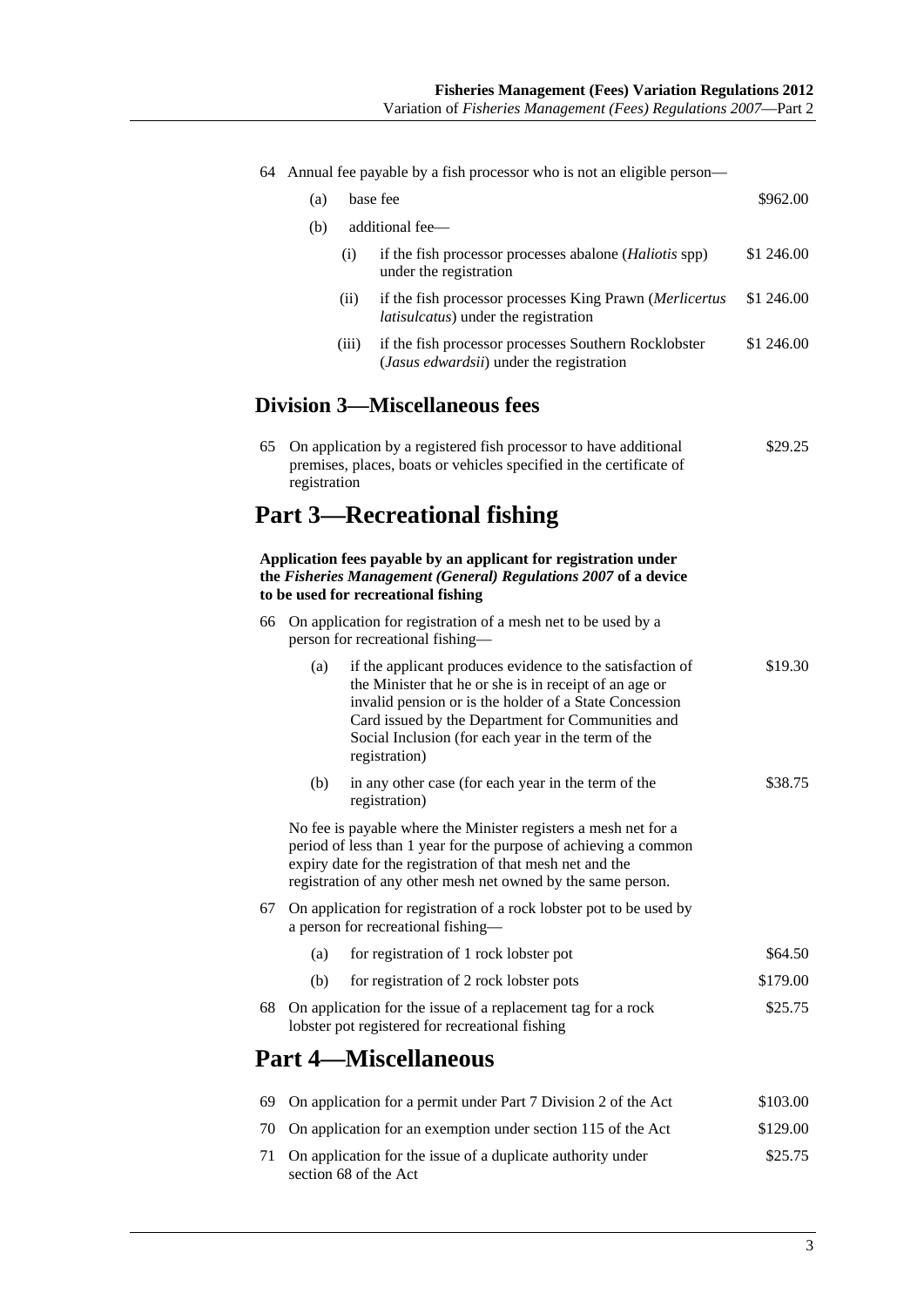64 Annual fee payable by a fish processor who is not an eligible person—

| | | |
|---|---|---|
| (a) | base fee | $962.00 |
| (b) | additional fee— | |
| (i) | if the fish processor processes abalone (*Haliotis* spp) under the registration | $1 246.00 |
| (ii) | if the fish processor processes King Prawn (*Merlicertus latisulcatus*) under the registration | $1 246.00 |
| (iii) | if the fish processor processes Southern Rocklobster (*Jasus edwardsii*) under the registration | $1 246.00 |

## Division 3—Miscellaneous fees

| | | |
|---|---|---|
| 65 | On application by a registered fish processor to have additional premises, places, boats or vehicles specified in the certificate of registration | $29.25 |

# Part 3—Recreational fishing

**Application fees payable by an applicant for registration under the *Fisheries Management (General) Regulations 2007* of a device to be used for recreational fishing**

66 On application for registration of a mesh net to be used by a person for recreational fishing—

| | | |
|---|---|---|
| (a) | if the applicant produces evidence to the satisfaction of the Minister that he or she is in receipt of an age or invalid pension or is the holder of a State Concession Card issued by the Department for Communities and Social Inclusion (for each year in the term of the registration) | $19.30 |
| (b) | in any other case (for each year in the term of the registration) | $38.75 |

No fee is payable where the Minister registers a mesh net for a period of less than 1 year for the purpose of achieving a common expiry date for the registration of that mesh net and the registration of any other mesh net owned by the same person.

67 On application for registration of a rock lobster pot to be used by a person for recreational fishing—

| | | |
|---|---|---|
| (a) | for registration of 1 rock lobster pot | $64.50 |
| (b) | for registration of 2 rock lobster pots | $179.00 |

| | | |
|---|---|---|
| 68 | On application for the issue of a replacement tag for a rock lobster pot registered for recreational fishing | $25.75 |

# Part 4—Miscellaneous

| | | |
|---|---|---|
| 69 | On application for a permit under Part 7 Division 2 of the Act | $103.00 |
| 70 | On application for an exemption under section 115 of the Act | $129.00 |
| 71 | On application for the issue of a duplicate authority under section 68 of the Act | $25.75 |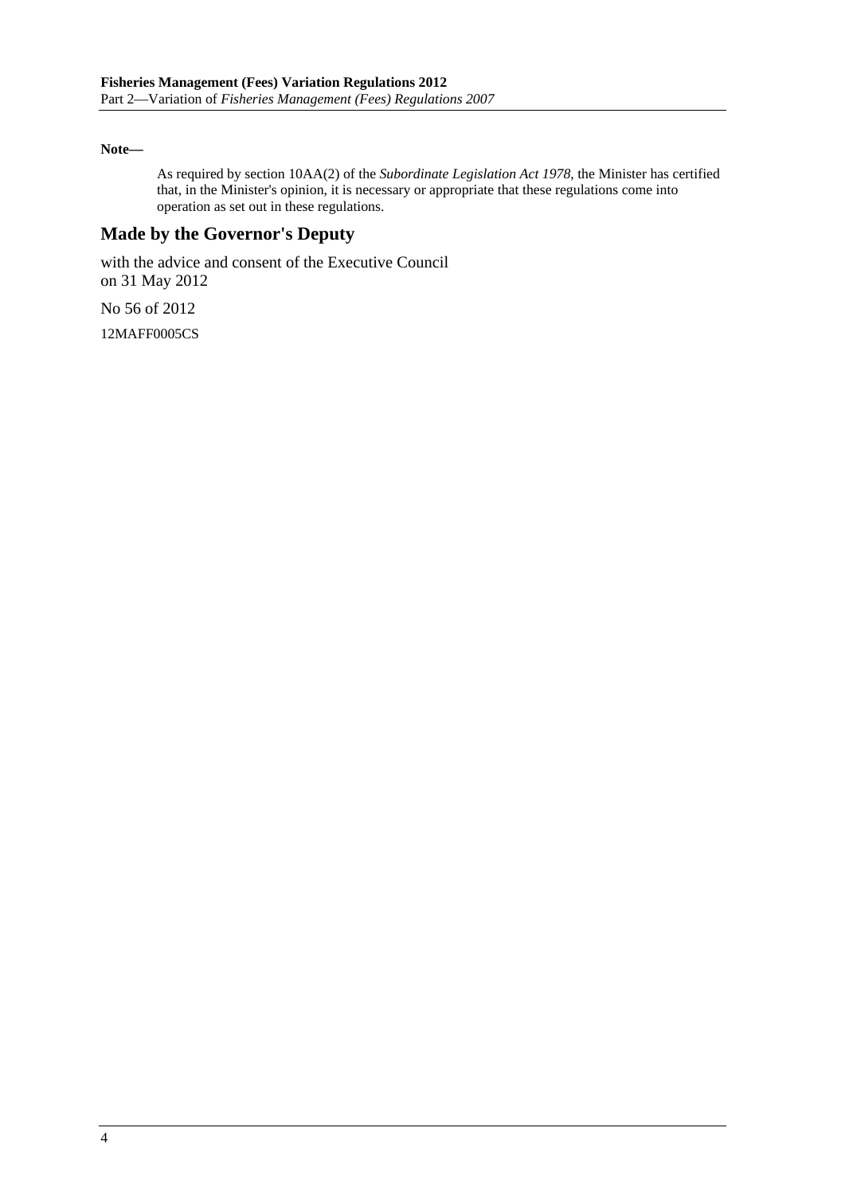**Note—**

> As required by section 10AA(2) of the *Subordinate Legislation Act 1978*, the Minister has certified that, in the Minister's opinion, it is necessary or appropriate that these regulations come into operation as set out in these regulations.

## Made by the Governor's Deputy

with the advice and consent of the Executive Council
on 31 May 2012

No 56 of 2012

12MAFF0005CS